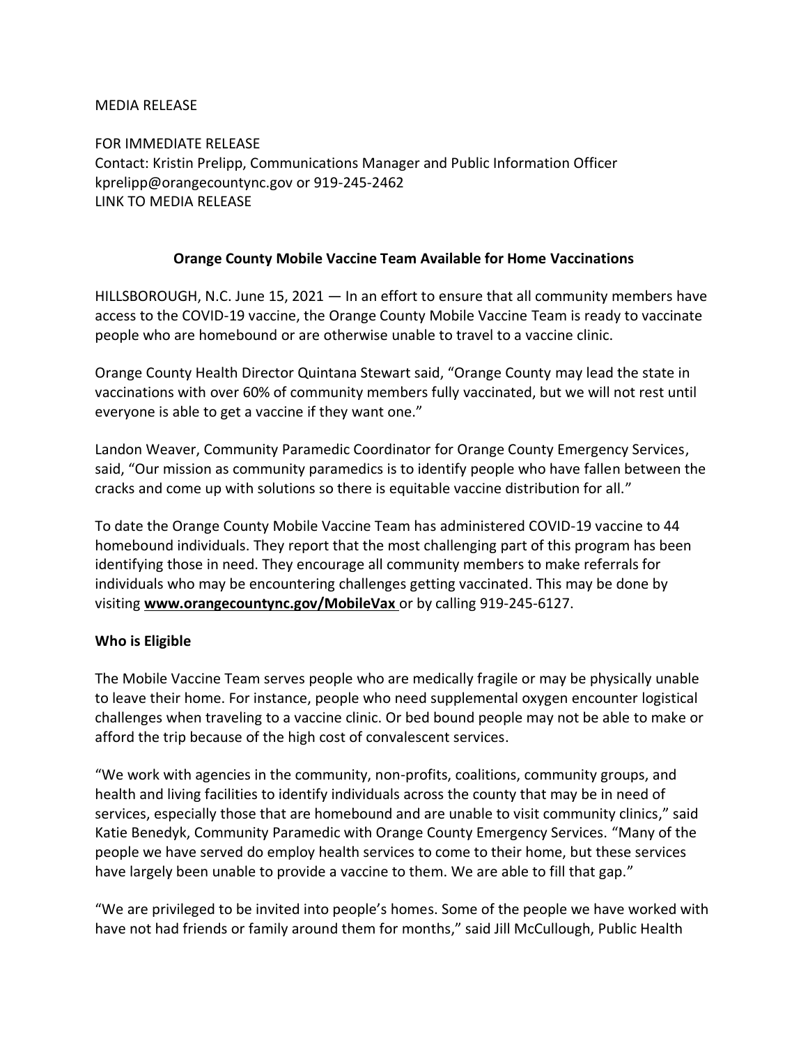MEDIA RELEASE

FOR IMMEDIATE RELEASE
Contact: Kristin Prelipp, Communications Manager and Public Information Officer
kprelipp@orangecountync.gov or 919-245-2462
LINK TO MEDIA RELEASE

**Orange County Mobile Vaccine Team Available for Home Vaccinations**

HILLSBOROUGH, N.C. June 15, 2021 — In an effort to ensure that all community members have access to the COVID-19 vaccine, the Orange County Mobile Vaccine Team is ready to vaccinate people who are homebound or are otherwise unable to travel to a vaccine clinic.

Orange County Health Director Quintana Stewart said, "Orange County may lead the state in vaccinations with over 60% of community members fully vaccinated, but we will not rest until everyone is able to get a vaccine if they want one."

Landon Weaver, Community Paramedic Coordinator for Orange County Emergency Services, said, "Our mission as community paramedics is to identify people who have fallen between the cracks and come up with solutions so there is equitable vaccine distribution for all."

To date the Orange County Mobile Vaccine Team has administered COVID-19 vaccine to 44 homebound individuals. They report that the most challenging part of this program has been identifying those in need. They encourage all community members to make referrals for individuals who may be encountering challenges getting vaccinated. This may be done by visiting **www.orangecountync.gov/MobileVax** or by calling 919-245-6127.

**Who is Eligible**

The Mobile Vaccine Team serves people who are medically fragile or may be physically unable to leave their home. For instance, people who need supplemental oxygen encounter logistical challenges when traveling to a vaccine clinic. Or bed bound people may not be able to make or afford the trip because of the high cost of convalescent services.

"We work with agencies in the community, non-profits, coalitions, community groups, and health and living facilities to identify individuals across the county that may be in need of services, especially those that are homebound and are unable to visit community clinics," said Katie Benedyk, Community Paramedic with Orange County Emergency Services. "Many of the people we have served do employ health services to come to their home, but these services have largely been unable to provide a vaccine to them. We are able to fill that gap."

"We are privileged to be invited into people's homes. Some of the people we have worked with have not had friends or family around them for months," said Jill McCullough, Public Health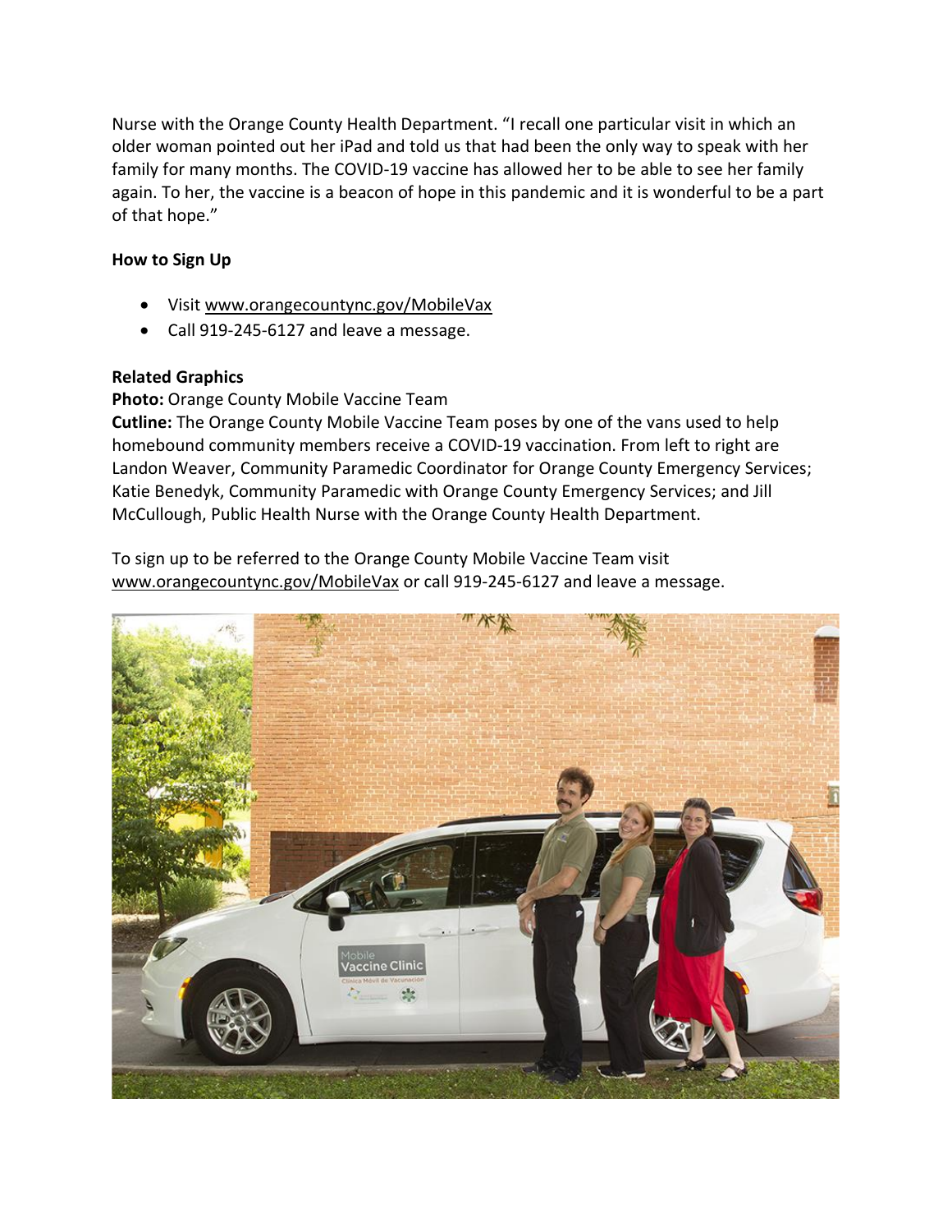Nurse with the Orange County Health Department. “I recall one particular visit in which an older woman pointed out her iPad and told us that had been the only way to speak with her family for many months. The COVID-19 vaccine has allowed her to be able to see her family again. To her, the vaccine is a beacon of hope in this pandemic and it is wonderful to be a part of that hope.”

**How to Sign Up**

- Visit www.orangecountync.gov/MobileVax
- Call 919-245-6127 and leave a message.

**Related Graphics**

**Photo:** Orange County Mobile Vaccine Team

**Cutline:** The Orange County Mobile Vaccine Team poses by one of the vans used to help homebound community members receive a COVID-19 vaccination. From left to right are Landon Weaver, Community Paramedic Coordinator for Orange County Emergency Services; Katie Benedyk, Community Paramedic with Orange County Emergency Services; and Jill McCullough, Public Health Nurse with the Orange County Health Department.

To sign up to be referred to the Orange County Mobile Vaccine Team visit www.orangecountync.gov/MobileVax or call 919-245-6127 and leave a message.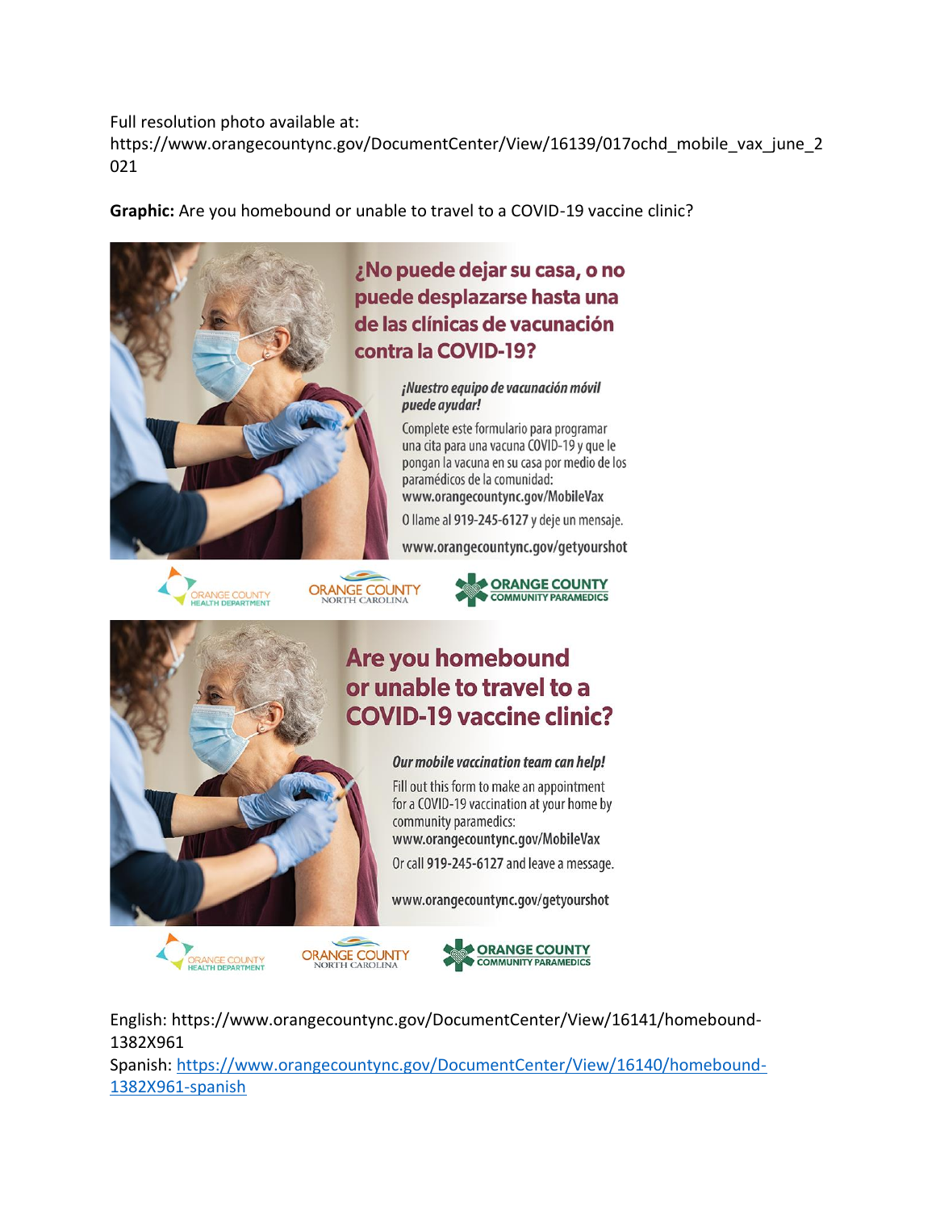Full resolution photo available at: https://www.orangecountync.gov/DocumentCenter/View/16139/017ochd_mobile_vax_june_2021

**Graphic:** Are you homebound or unable to travel to a COVID-19 vaccine clinic?

## ¿No puede dejar su casa, o no puede desplazarse hasta una de las clínicas de vacunación contra la COVID-19?

***¡Nuestro equipo de vacunación móvil puede ayudar!***

Complete este formulario para programar una cita para una vacuna COVID-19 y que le pongan la vacuna en su casa por medio de los paramédicos de la comunidad: **www.orangecountync.gov/MobileVax**

O llame al **919-245-6127** y deje un mensaje.

**www.orangecountync.gov/getyourshot**

ORANGE COUNTY HEALTH DEPARTMENT | ORANGE COUNTY NORTH CAROLINA | ORANGE COUNTY COMMUNITY PARAMEDICS

## Are you homebound or unable to travel to a COVID-19 vaccine clinic?

***Our mobile vaccination team can help!***

Fill out this form to make an appointment for a COVID-19 vaccination at your home by community paramedics: **www.orangecountync.gov/MobileVax**

Or call **919-245-6127** and leave a message.

**www.orangecountync.gov/getyourshot**

ORANGE COUNTY HEALTH DEPARTMENT | ORANGE COUNTY NORTH CAROLINA | ORANGE COUNTY COMMUNITY PARAMEDICS

English: https://www.orangecountync.gov/DocumentCenter/View/16141/homebound-1382X961
Spanish: https://www.orangecountync.gov/DocumentCenter/View/16140/homebound-1382X961-spanish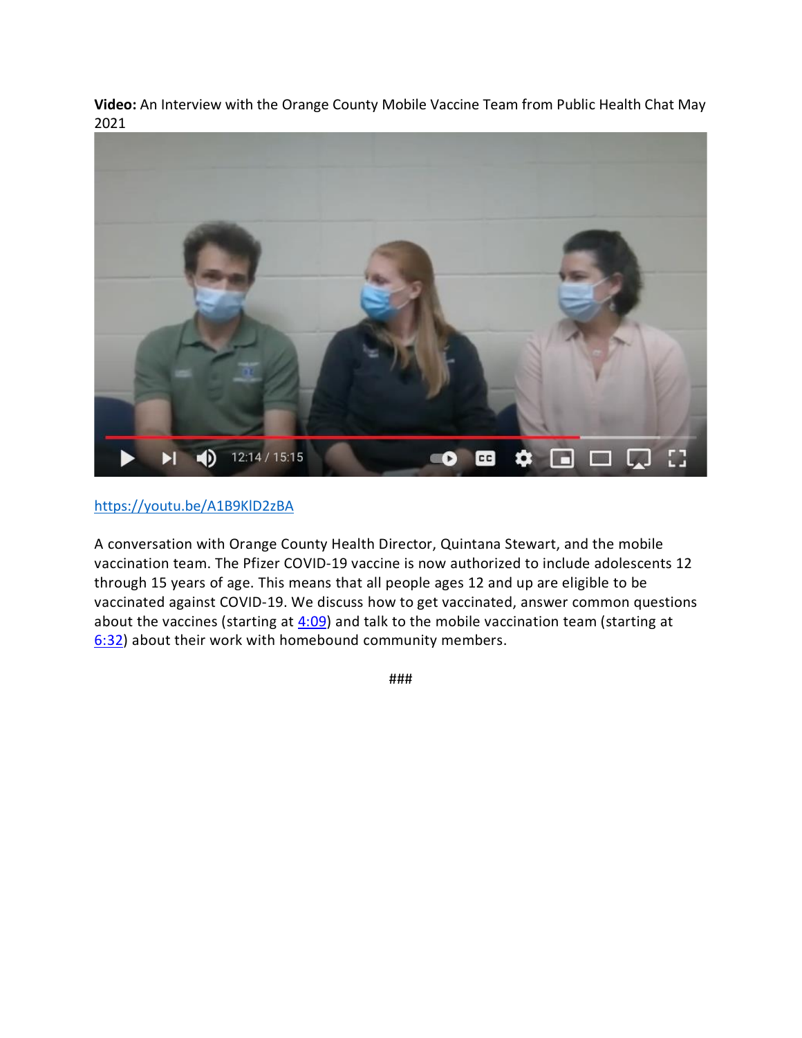**Video:** An Interview with the Orange County Mobile Vaccine Team from Public Health Chat May 2021

https://youtu.be/A1B9KlD2zBA

A conversation with Orange County Health Director, Quintana Stewart, and the mobile vaccination team. The Pfizer COVID-19 vaccine is now authorized to include adolescents 12 through 15 years of age. This means that all people ages 12 and up are eligible to be vaccinated against COVID-19. We discuss how to get vaccinated, answer common questions about the vaccines (starting at 4:09) and talk to the mobile vaccination team (starting at 6:32) about their work with homebound community members.

###